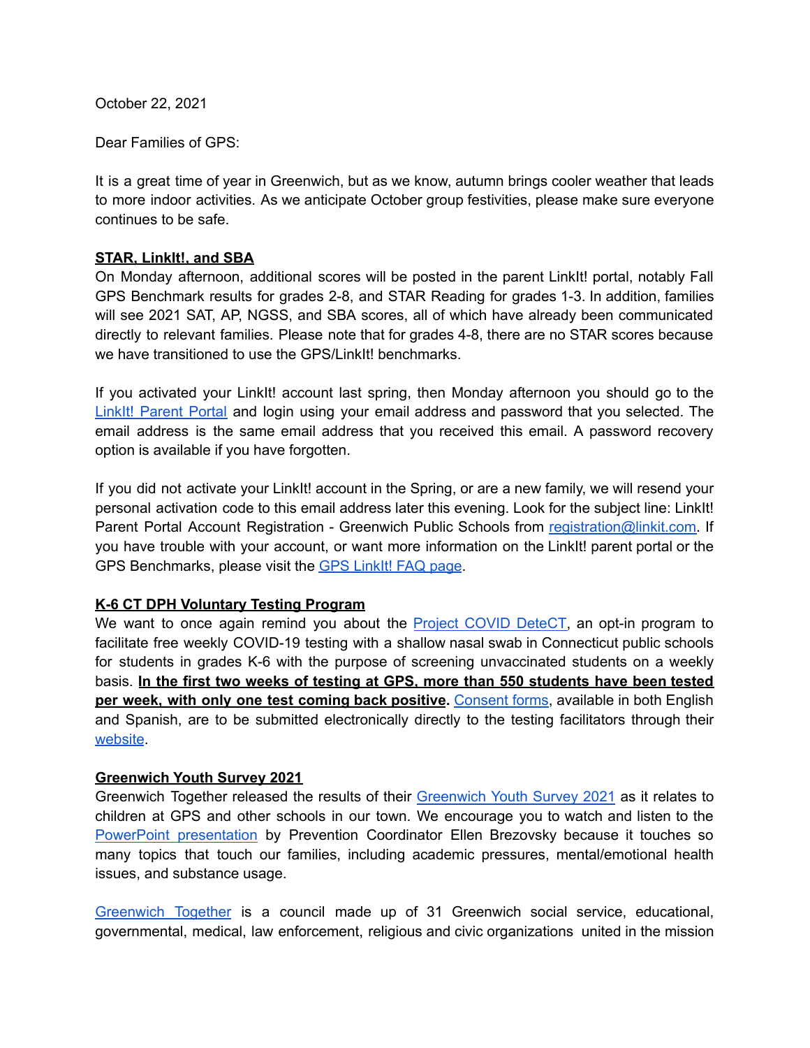October 22, 2021

Dear Families of GPS:

It is a great time of year in Greenwich, but as we know, autumn brings cooler weather that leads to more indoor activities. As we anticipate October group festivities, please make sure everyone continues to be safe.

**STAR, LinkIt!, and SBA**

On Monday afternoon, additional scores will be posted in the parent LinkIt! portal, notably Fall GPS Benchmark results for grades 2-8, and STAR Reading for grades 1-3. In addition, families will see 2021 SAT, AP, NGSS, and SBA scores, all of which have already been communicated directly to relevant families. Please note that for grades 4-8, there are no STAR scores because we have transitioned to use the GPS/LinkIt! benchmarks.

If you activated your LinkIt! account last spring, then Monday afternoon you should go to the LinkIt! Parent Portal and login using your email address and password that you selected. The email address is the same email address that you received this email. A password recovery option is available if you have forgotten.

If you did not activate your LinkIt! account in the Spring, or are a new family, we will resend your personal activation code to this email address later this evening. Look for the subject line: LinkIt! Parent Portal Account Registration - Greenwich Public Schools from registration@linkit.com. If you have trouble with your account, or want more information on the LinkIt! parent portal or the GPS Benchmarks, please visit the GPS LinkIt! FAQ page.

**K-6 CT DPH Voluntary Testing Program**

We want to once again remind you about the Project COVID DeteCT, an opt-in program to facilitate free weekly COVID-19 testing with a shallow nasal swab in Connecticut public schools for students in grades K-6 with the purpose of screening unvaccinated students on a weekly basis. **In the first two weeks of testing at GPS, more than 550 students have been tested per week, with only one test coming back positive.** Consent forms, available in both English and Spanish, are to be submitted electronically directly to the testing facilitators through their website.

**Greenwich Youth Survey 2021**

Greenwich Together released the results of their Greenwich Youth Survey 2021 as it relates to children at GPS and other schools in our town. We encourage you to watch and listen to the PowerPoint presentation by Prevention Coordinator Ellen Brezovsky because it touches so many topics that touch our families, including academic pressures, mental/emotional health issues, and substance usage.

Greenwich Together is a council made up of 31 Greenwich social service, educational, governmental, medical, law enforcement, religious and civic organizations united in the mission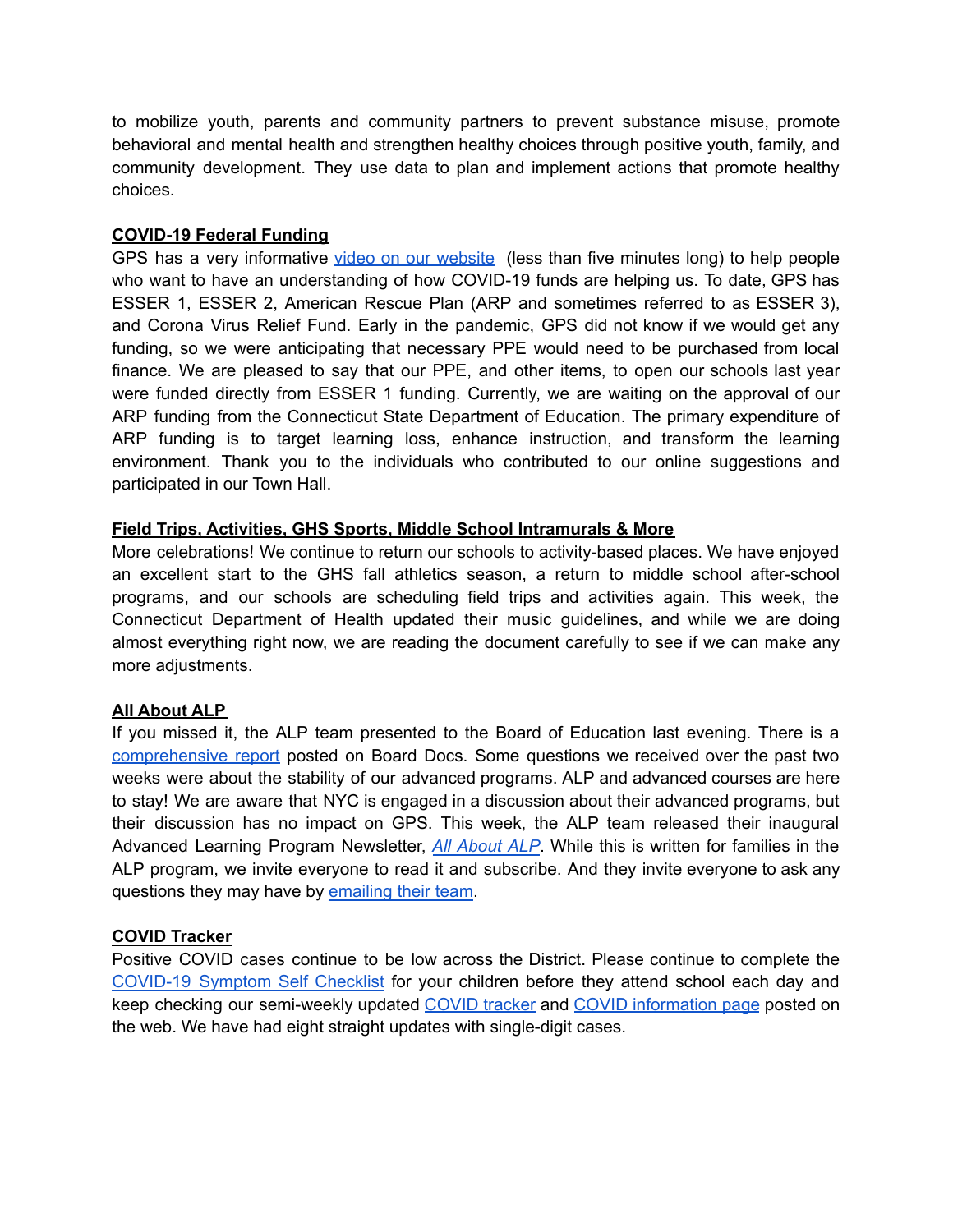to mobilize youth, parents and community partners to prevent substance misuse, promote behavioral and mental health and strengthen healthy choices through positive youth, family, and community development. They use data to plan and implement actions that promote healthy choices.

**COVID-19 Federal Funding**

GPS has a very informative [video on our website](#) (less than five minutes long) to help people who want to have an understanding of how COVID-19 funds are helping us. To date, GPS has ESSER 1, ESSER 2, American Rescue Plan (ARP and sometimes referred to as ESSER 3), and Corona Virus Relief Fund. Early in the pandemic, GPS did not know if we would get any funding, so we were anticipating that necessary PPE would need to be purchased from local finance. We are pleased to say that our PPE, and other items, to open our schools last year were funded directly from ESSER 1 funding. Currently, we are waiting on the approval of our ARP funding from the Connecticut State Department of Education. The primary expenditure of ARP funding is to target learning loss, enhance instruction, and transform the learning environment. Thank you to the individuals who contributed to our online suggestions and participated in our Town Hall.

**Field Trips, Activities, GHS Sports, Middle School Intramurals & More**

More celebrations! We continue to return our schools to activity-based places. We have enjoyed an excellent start to the GHS fall athletics season, a return to middle school after-school programs, and our schools are scheduling field trips and activities again. This week, the Connecticut Department of Health updated their music guidelines, and while we are doing almost everything right now, we are reading the document carefully to see if we can make any more adjustments.

**All About ALP**

If you missed it, the ALP team presented to the Board of Education last evening. There is a [comprehensive report](#) posted on Board Docs. Some questions we received over the past two weeks were about the stability of our advanced programs. ALP and advanced courses are here to stay! We are aware that NYC is engaged in a discussion about their advanced programs, but their discussion has no impact on GPS. This week, the ALP team released their inaugural Advanced Learning Program Newsletter, [*All About ALP*](#). While this is written for families in the ALP program, we invite everyone to read it and subscribe. And they invite everyone to ask any questions they may have by [emailing their team](#).

**COVID Tracker**

Positive COVID cases continue to be low across the District. Please continue to complete the [COVID-19 Symptom Self Checklist](#) for your children before they attend school each day and keep checking our semi-weekly updated [COVID tracker](#) and [COVID information page](#) posted on the web. We have had eight straight updates with single-digit cases.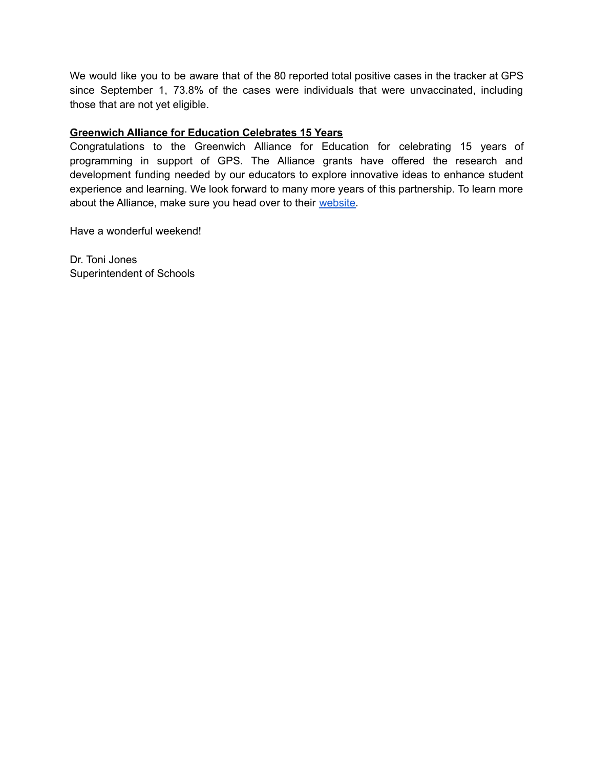We would like you to be aware that of the 80 reported total positive cases in the tracker at GPS since September 1, 73.8% of the cases were individuals that were unvaccinated, including those that are not yet eligible.

**Greenwich Alliance for Education Celebrates 15 Years**

Congratulations to the Greenwich Alliance for Education for celebrating 15 years of programming in support of GPS. The Alliance grants have offered the research and development funding needed by our educators to explore innovative ideas to enhance student experience and learning. We look forward to many more years of this partnership. To learn more about the Alliance, make sure you head over to their website.

Have a wonderful weekend!

Dr. Toni Jones
Superintendent of Schools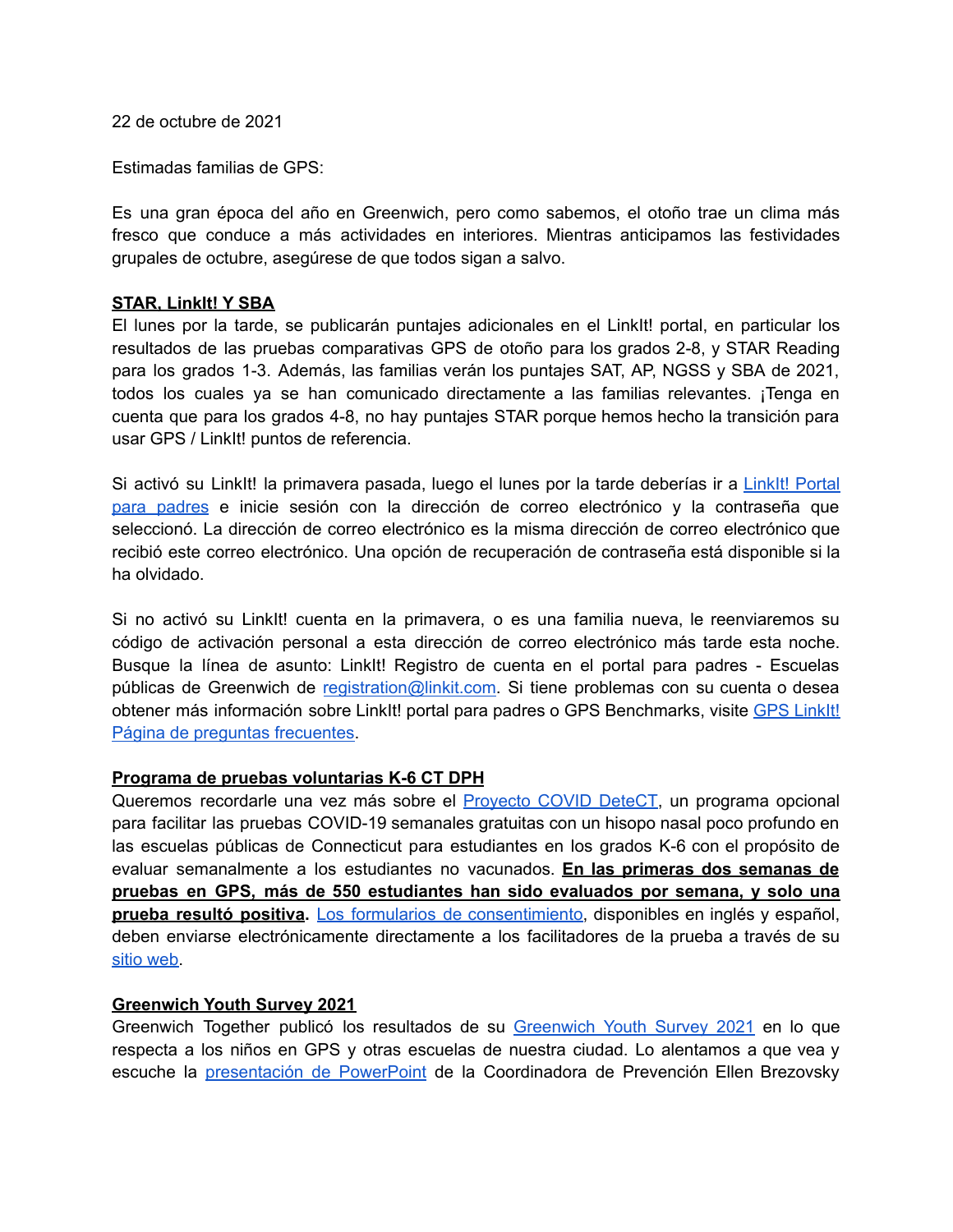22 de octubre de 2021

Estimadas familias de GPS:

Es una gran época del año en Greenwich, pero como sabemos, el otoño trae un clima más fresco que conduce a más actividades en interiores. Mientras anticipamos las festividades grupales de octubre, asegúrese de que todos sigan a salvo.

**STAR, LinkIt! Y SBA**

El lunes por la tarde, se publicarán puntajes adicionales en el LinkIt! portal, en particular los resultados de las pruebas comparativas GPS de otoño para los grados 2-8, y STAR Reading para los grados 1-3. Además, las familias verán los puntajes SAT, AP, NGSS y SBA de 2021, todos los cuales ya se han comunicado directamente a las familias relevantes. ¡Tenga en cuenta que para los grados 4-8, no hay puntajes STAR porque hemos hecho la transición para usar GPS / LinkIt! puntos de referencia.

Si activó su LinkIt! la primavera pasada, luego el lunes por la tarde deberías ir a LinkIt! Portal para padres e inicie sesión con la dirección de correo electrónico y la contraseña que seleccionó. La dirección de correo electrónico es la misma dirección de correo electrónico que recibió este correo electrónico. Una opción de recuperación de contraseña está disponible si la ha olvidado.

Si no activó su LinkIt! cuenta en la primavera, o es una familia nueva, le reenviaremos su código de activación personal a esta dirección de correo electrónico más tarde esta noche. Busque la línea de asunto: LinkIt! Registro de cuenta en el portal para padres - Escuelas públicas de Greenwich de registration@linkit.com. Si tiene problemas con su cuenta o desea obtener más información sobre LinkIt! portal para padres o GPS Benchmarks, visite GPS LinkIt! Página de preguntas frecuentes.

**Programa de pruebas voluntarias K-6 CT DPH**

Queremos recordarle una vez más sobre el Proyecto COVID DeteCT, un programa opcional para facilitar las pruebas COVID-19 semanales gratuitas con un hisopo nasal poco profundo en las escuelas públicas de Connecticut para estudiantes en los grados K-6 con el propósito de evaluar semanalmente a los estudiantes no vacunados. **En las primeras dos semanas de pruebas en GPS, más de 550 estudiantes han sido evaluados por semana, y solo una prueba resultó positiva.** Los formularios de consentimiento, disponibles en inglés y español, deben enviarse electrónicamente directamente a los facilitadores de la prueba a través de su sitio web.

**Greenwich Youth Survey 2021**

Greenwich Together publicó los resultados de su Greenwich Youth Survey 2021 en lo que respecta a los niños en GPS y otras escuelas de nuestra ciudad. Lo alentamos a que vea y escuche la presentación de PowerPoint de la Coordinadora de Prevención Ellen Brezovsky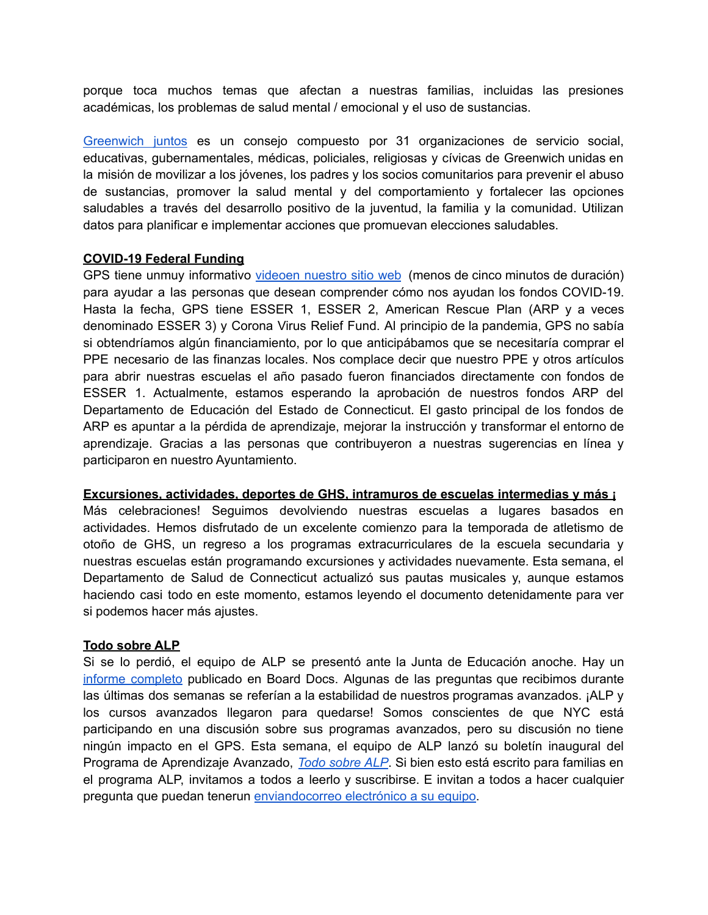porque toca muchos temas que afectan a nuestras familias, incluidas las presiones académicas, los problemas de salud mental / emocional y el uso de sustancias.

Greenwich juntos es un consejo compuesto por 31 organizaciones de servicio social, educativas, gubernamentales, médicas, policiales, religiosas y cívicas de Greenwich unidas en la misión de movilizar a los jóvenes, los padres y los socios comunitarios para prevenir el abuso de sustancias, promover la salud mental y del comportamiento y fortalecer las opciones saludables a través del desarrollo positivo de la juventud, la familia y la comunidad. Utilizan datos para planificar e implementar acciones que promuevan elecciones saludables.

**COVID-19 Federal Funding**
GPS tiene unmuy informativo videoen nuestro sitio web (menos de cinco minutos de duración) para ayudar a las personas que desean comprender cómo nos ayudan los fondos COVID-19. Hasta la fecha, GPS tiene ESSER 1, ESSER 2, American Rescue Plan (ARP y a veces denominado ESSER 3) y Corona Virus Relief Fund. Al principio de la pandemia, GPS no sabía si obtendríamos algún financiamiento, por lo que anticipábamos que se necesitaría comprar el PPE necesario de las finanzas locales. Nos complace decir que nuestro PPE y otros artículos para abrir nuestras escuelas el año pasado fueron financiados directamente con fondos de ESSER 1. Actualmente, estamos esperando la aprobación de nuestros fondos ARP del Departamento de Educación del Estado de Connecticut. El gasto principal de los fondos de ARP es apuntar a la pérdida de aprendizaje, mejorar la instrucción y transformar el entorno de aprendizaje. Gracias a las personas que contribuyeron a nuestras sugerencias en línea y participaron en nuestro Ayuntamiento.

**Excursiones, actividades, deportes de GHS, intramuros de escuelas intermedias y más ¡**
Más celebraciones! Seguimos devolviendo nuestras escuelas a lugares basados en actividades. Hemos disfrutado de un excelente comienzo para la temporada de atletismo de otoño de GHS, un regreso a los programas extracurriculares de la escuela secundaria y nuestras escuelas están programando excursiones y actividades nuevamente. Esta semana, el Departamento de Salud de Connecticut actualizó sus pautas musicales y, aunque estamos haciendo casi todo en este momento, estamos leyendo el documento detenidamente para ver si podemos hacer más ajustes.

**Todo sobre ALP**
Si se lo perdió, el equipo de ALP se presentó ante la Junta de Educación anoche. Hay un informe completo publicado en Board Docs. Algunas de las preguntas que recibimos durante las últimas dos semanas se referían a la estabilidad de nuestros programas avanzados. ¡ALP y los cursos avanzados llegaron para quedarse! Somos conscientes de que NYC está participando en una discusión sobre sus programas avanzados, pero su discusión no tiene ningún impacto en el GPS. Esta semana, el equipo de ALP lanzó su boletín inaugural del Programa de Aprendizaje Avanzado, *Todo sobre ALP*. Si bien esto está escrito para familias en el programa ALP, invitamos a todos a leerlo y suscribirse. E invitan a todos a hacer cualquier pregunta que puedan tenerun enviandocorreo electrónico a su equipo.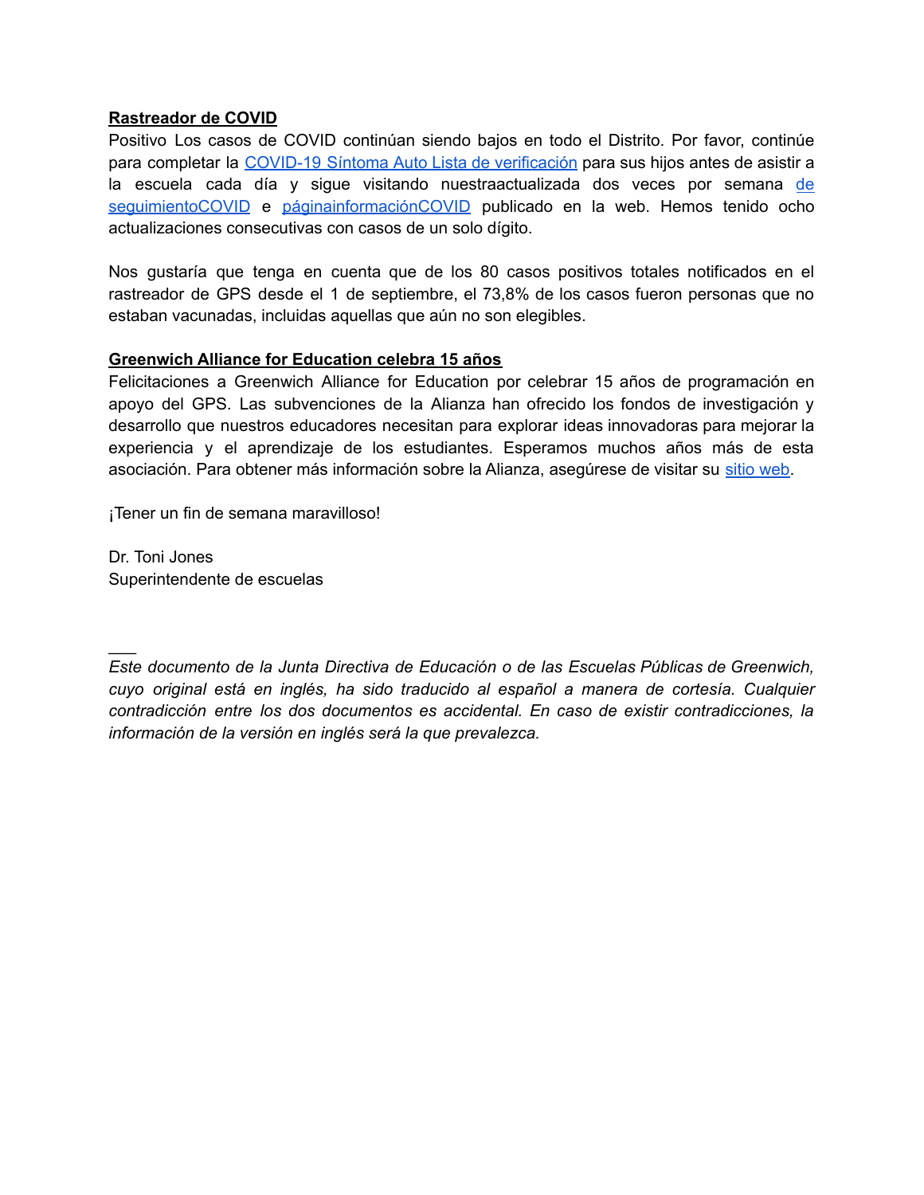**Rastreador de COVID**

Positivo Los casos de COVID continúan siendo bajos en todo el Distrito. Por favor, continúe para completar la COVID-19 Síntoma Auto Lista de verificación para sus hijos antes de asistir a la escuela cada día y sigue visitando nuestraactualizada dos veces por semana de seguimientoCOVID e páginainformaciónCOVID publicado en la web. Hemos tenido ocho actualizaciones consecutivas con casos de un solo dígito.

Nos gustaría que tenga en cuenta que de los 80 casos positivos totales notificados en el rastreador de GPS desde el 1 de septiembre, el 73,8% de los casos fueron personas que no estaban vacunadas, incluidas aquellas que aún no son elegibles.

**Greenwich Alliance for Education celebra 15 años**

Felicitaciones a Greenwich Alliance for Education por celebrar 15 años de programación en apoyo del GPS. Las subvenciones de la Alianza han ofrecido los fondos de investigación y desarrollo que nuestros educadores necesitan para explorar ideas innovadoras para mejorar la experiencia y el aprendizaje de los estudiantes. Esperamos muchos años más de esta asociación. Para obtener más información sobre la Alianza, asegúrese de visitar su sitio web.

¡Tener un fin de semana maravilloso!

Dr. Toni Jones
Superintendente de escuelas

___

*Este documento de la Junta Directiva de Educación o de las Escuelas Públicas de Greenwich, cuyo original está en inglés, ha sido traducido al español a manera de cortesía. Cualquier contradicción entre los dos documentos es accidental. En caso de existir contradicciones, la información de la versión en inglés será la que prevalezca.*